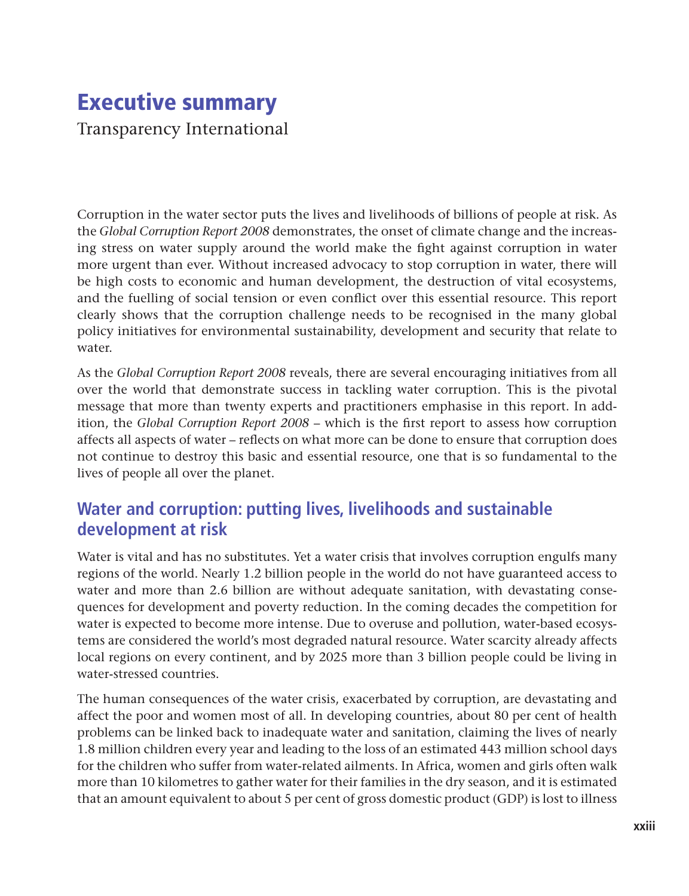# Executive summary

Transparency International

Corruption in the water sector puts the lives and livelihoods of billions of people at risk. As the *Global Corruption Report 2008* demonstrates, the onset of climate change and the increasing stress on water supply around the world make the fight against corruption in water more urgent than ever. Without increased advocacy to stop corruption in water, there will be high costs to economic and human development, the destruction of vital ecosystems, and the fuelling of social tension or even conflict over this essential resource. This report clearly shows that the corruption challenge needs to be recognised in the many global policy initiatives for environmental sustainability, development and security that relate to water.

As the *Global Corruption Report 2008* reveals, there are several encouraging initiatives from all over the world that demonstrate success in tackling water corruption. This is the pivotal message that more than twenty experts and practitioners emphasise in this report. In addition, the *Global Corruption Report 2008* – which is the first report to assess how corruption affects all aspects of water – reflects on what more can be done to ensure that corruption does not continue to destroy this basic and essential resource, one that is so fundamental to the lives of people all over the planet.

## Water and corruption: putting lives, livelihoods and sustainable development at risk

Water is vital and has no substitutes. Yet a water crisis that involves corruption engulfs many regions of the world. Nearly 1.2 billion people in the world do not have guaranteed access to water and more than 2.6 billion are without adequate sanitation, with devastating consequences for development and poverty reduction. In the coming decades the competition for water is expected to become more intense. Due to overuse and pollution, water-based ecosystems are considered the world's most degraded natural resource. Water scarcity already affects local regions on every continent, and by 2025 more than 3 billion people could be living in water-stressed countries.

The human consequences of the water crisis, exacerbated by corruption, are devastating and affect the poor and women most of all. In developing countries, about 80 per cent of health problems can be linked back to inadequate water and sanitation, claiming the lives of nearly 1.8 million children every year and leading to the loss of an estimated 443 million school days for the children who suffer from water-related ailments. In Africa, women and girls often walk more than 10 kilometres to gather water for their families in the dry season, and it is estimated that an amount equivalent to about 5 per cent of gross domestic product (GDP) is lost to illness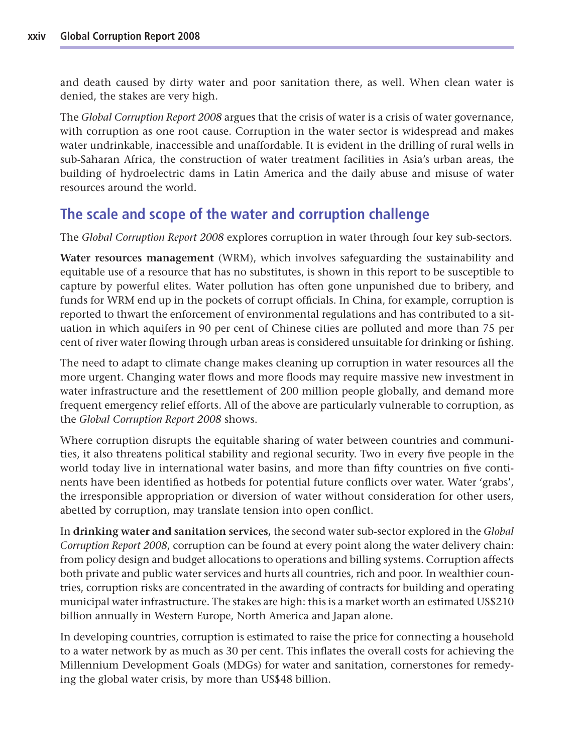and death caused by dirty water and poor sanitation there, as well. When clean water is denied, the stakes are very high.

The *Global Corruption Report 2008* argues that the crisis of water is a crisis of water governance, with corruption as one root cause. Corruption in the water sector is widespread and makes water undrinkable, inaccessible and unaffordable. It is evident in the drilling of rural wells in sub-Saharan Africa, the construction of water treatment facilities in Asia's urban areas, the building of hydroelectric dams in Latin America and the daily abuse and misuse of water resources around the world.

## The scale and scope of the water and corruption challenge

The *Global Corruption Report 2008* explores corruption in water through four key sub-sectors.

**Water resources management** (WRM), which involves safeguarding the sustainability and equitable use of a resource that has no substitutes, is shown in this report to be susceptible to capture by powerful elites. Water pollution has often gone unpunished due to bribery, and funds for WRM end up in the pockets of corrupt officials. In China, for example, corruption is reported to thwart the enforcement of environmental regulations and has contributed to a situation in which aquifers in 90 per cent of Chinese cities are polluted and more than 75 per cent of river water flowing through urban areas is considered unsuitable for drinking or fishing.

The need to adapt to climate change makes cleaning up corruption in water resources all the more urgent. Changing water flows and more floods may require massive new investment in water infrastructure and the resettlement of 200 million people globally, and demand more frequent emergency relief efforts. All of the above are particularly vulnerable to corruption, as the *Global Corruption Report 2008* shows.

Where corruption disrupts the equitable sharing of water between countries and communities, it also threatens political stability and regional security. Two in every five people in the world today live in international water basins, and more than fifty countries on five continents have been identified as hotbeds for potential future conflicts over water. Water 'grabs', the irresponsible appropriation or diversion of water without consideration for other users, abetted by corruption, may translate tension into open conflict.

In **drinking water and sanitation services**, the second water sub-sector explored in the *Global Corruption Report 2008*, corruption can be found at every point along the water delivery chain: from policy design and budget allocations to operations and billing systems. Corruption affects both private and public water services and hurts all countries, rich and poor. In wealthier countries, corruption risks are concentrated in the awarding of contracts for building and operating municipal water infrastructure. The stakes are high: this is a market worth an estimated US$210 billion annually in Western Europe, North America and Japan alone.

In developing countries, corruption is estimated to raise the price for connecting a household to a water network by as much as 30 per cent. This inflates the overall costs for achieving the Millennium Development Goals (MDGs) for water and sanitation, cornerstones for remedying the global water crisis, by more than US$48 billion.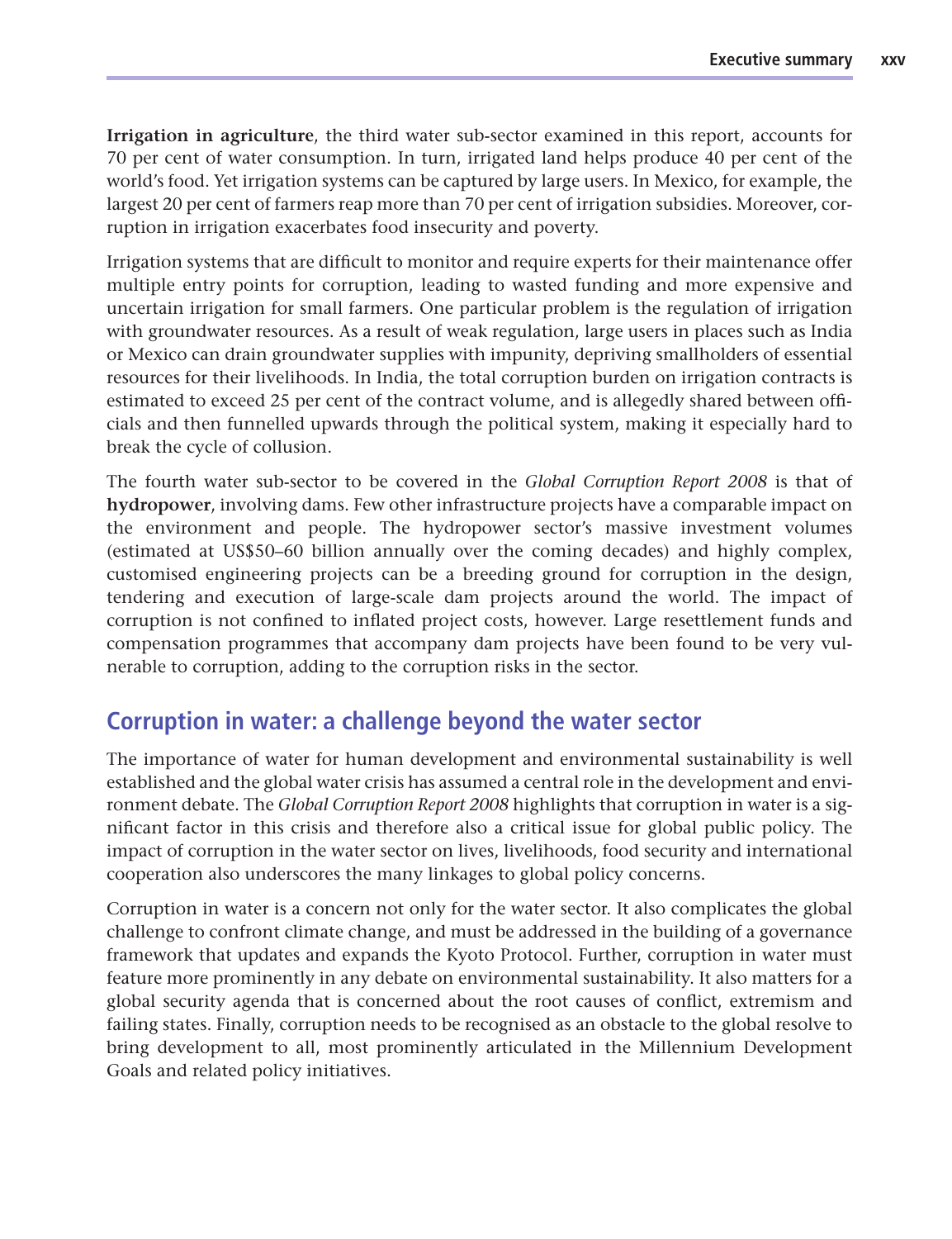**Irrigation in agriculture**, the third water sub-sector examined in this report, accounts for 70 per cent of water consumption. In turn, irrigated land helps produce 40 per cent of the world's food. Yet irrigation systems can be captured by large users. In Mexico, for example, the largest 20 per cent of farmers reap more than 70 per cent of irrigation subsidies. Moreover, corruption in irrigation exacerbates food insecurity and poverty.

Irrigation systems that are difficult to monitor and require experts for their maintenance offer multiple entry points for corruption, leading to wasted funding and more expensive and uncertain irrigation for small farmers. One particular problem is the regulation of irrigation with groundwater resources. As a result of weak regulation, large users in places such as India or Mexico can drain groundwater supplies with impunity, depriving smallholders of essential resources for their livelihoods. In India, the total corruption burden on irrigation contracts is estimated to exceed 25 per cent of the contract volume, and is allegedly shared between officials and then funnelled upwards through the political system, making it especially hard to break the cycle of collusion.

The fourth water sub-sector to be covered in the *Global Corruption Report 2008* is that of **hydropower**, involving dams. Few other infrastructure projects have a comparable impact on the environment and people. The hydropower sector's massive investment volumes (estimated at US$50–60 billion annually over the coming decades) and highly complex, customised engineering projects can be a breeding ground for corruption in the design, tendering and execution of large-scale dam projects around the world. The impact of corruption is not confined to inflated project costs, however. Large resettlement funds and compensation programmes that accompany dam projects have been found to be very vulnerable to corruption, adding to the corruption risks in the sector.

## Corruption in water: a challenge beyond the water sector

The importance of water for human development and environmental sustainability is well established and the global water crisis has assumed a central role in the development and environment debate. The *Global Corruption Report 2008* highlights that corruption in water is a significant factor in this crisis and therefore also a critical issue for global public policy. The impact of corruption in the water sector on lives, livelihoods, food security and international cooperation also underscores the many linkages to global policy concerns.

Corruption in water is a concern not only for the water sector. It also complicates the global challenge to confront climate change, and must be addressed in the building of a governance framework that updates and expands the Kyoto Protocol. Further, corruption in water must feature more prominently in any debate on environmental sustainability. It also matters for a global security agenda that is concerned about the root causes of conflict, extremism and failing states. Finally, corruption needs to be recognised as an obstacle to the global resolve to bring development to all, most prominently articulated in the Millennium Development Goals and related policy initiatives.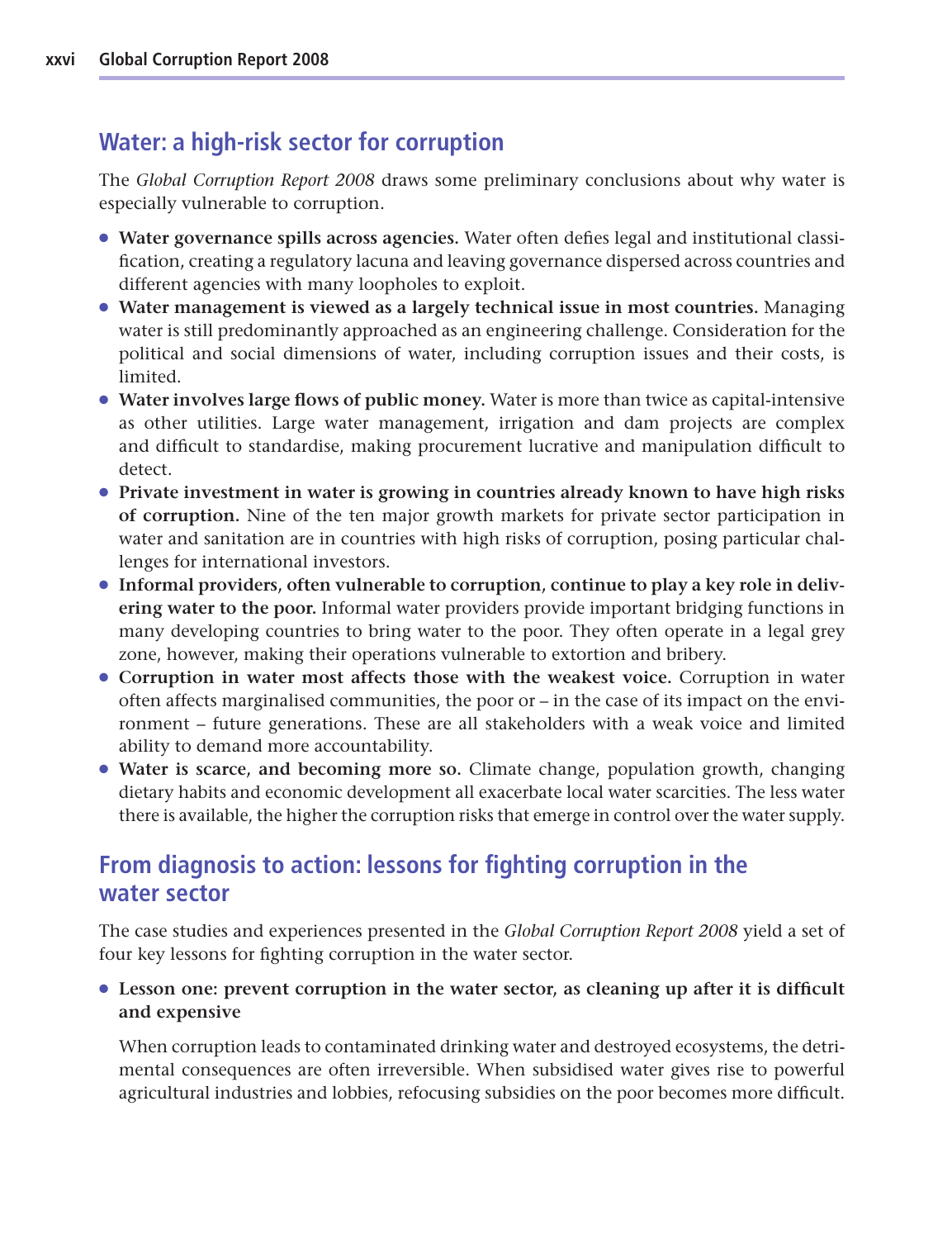## Water: a high-risk sector for corruption

The *Global Corruption Report 2008* draws some preliminary conclusions about why water is especially vulnerable to corruption.

- **Water governance spills across agencies.** Water often defies legal and institutional classification, creating a regulatory lacuna and leaving governance dispersed across countries and different agencies with many loopholes to exploit.
- **Water management is viewed as a largely technical issue in most countries.** Managing water is still predominantly approached as an engineering challenge. Consideration for the political and social dimensions of water, including corruption issues and their costs, is limited.
- **Water involves large flows of public money.** Water is more than twice as capital-intensive as other utilities. Large water management, irrigation and dam projects are complex and difficult to standardise, making procurement lucrative and manipulation difficult to detect.
- **Private investment in water is growing in countries already known to have high risks of corruption.** Nine of the ten major growth markets for private sector participation in water and sanitation are in countries with high risks of corruption, posing particular challenges for international investors.
- **Informal providers, often vulnerable to corruption, continue to play a key role in delivering water to the poor.** Informal water providers provide important bridging functions in many developing countries to bring water to the poor. They often operate in a legal grey zone, however, making their operations vulnerable to extortion and bribery.
- **Corruption in water most affects those with the weakest voice.** Corruption in water often affects marginalised communities, the poor or – in the case of its impact on the environment – future generations. These are all stakeholders with a weak voice and limited ability to demand more accountability.
- **Water is scarce, and becoming more so.** Climate change, population growth, changing dietary habits and economic development all exacerbate local water scarcities. The less water there is available, the higher the corruption risks that emerge in control over the water supply.

## From diagnosis to action: lessons for fighting corruption in the water sector

The case studies and experiences presented in the *Global Corruption Report 2008* yield a set of four key lessons for fighting corruption in the water sector.

- **Lesson one: prevent corruption in the water sector, as cleaning up after it is difficult and expensive**

  When corruption leads to contaminated drinking water and destroyed ecosystems, the detrimental consequences are often irreversible. When subsidised water gives rise to powerful agricultural industries and lobbies, refocusing subsidies on the poor becomes more difficult.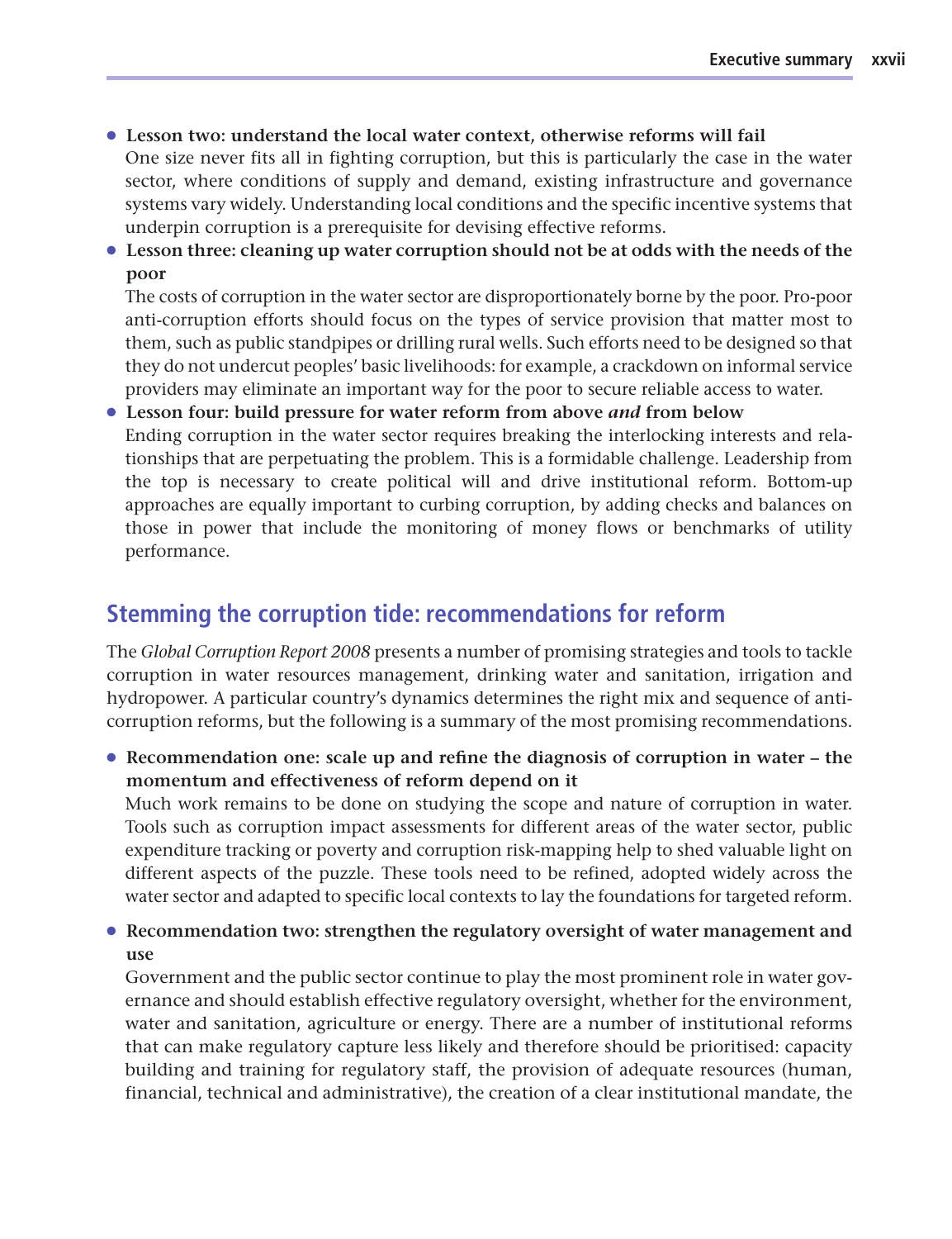- **Lesson two: understand the local water context, otherwise reforms will fail**
  One size never fits all in fighting corruption, but this is particularly the case in the water sector, where conditions of supply and demand, existing infrastructure and governance systems vary widely. Understanding local conditions and the specific incentive systems that underpin corruption is a prerequisite for devising effective reforms.
- **Lesson three: cleaning up water corruption should not be at odds with the needs of the poor**
  The costs of corruption in the water sector are disproportionately borne by the poor. Pro-poor anti-corruption efforts should focus on the types of service provision that matter most to them, such as public standpipes or drilling rural wells. Such efforts need to be designed so that they do not undercut peoples' basic livelihoods: for example, a crackdown on informal service providers may eliminate an important way for the poor to secure reliable access to water.
- **Lesson four: build pressure for water reform from above *and* from below**
  Ending corruption in the water sector requires breaking the interlocking interests and relationships that are perpetuating the problem. This is a formidable challenge. Leadership from the top is necessary to create political will and drive institutional reform. Bottom-up approaches are equally important to curbing corruption, by adding checks and balances on those in power that include the monitoring of money flows or benchmarks of utility performance.

## Stemming the corruption tide: recommendations for reform

The *Global Corruption Report 2008* presents a number of promising strategies and tools to tackle corruption in water resources management, drinking water and sanitation, irrigation and hydropower. A particular country's dynamics determines the right mix and sequence of anti-corruption reforms, but the following is a summary of the most promising recommendations.

- **Recommendation one: scale up and refine the diagnosis of corruption in water – the momentum and effectiveness of reform depend on it**
  Much work remains to be done on studying the scope and nature of corruption in water. Tools such as corruption impact assessments for different areas of the water sector, public expenditure tracking or poverty and corruption risk-mapping help to shed valuable light on different aspects of the puzzle. These tools need to be refined, adopted widely across the water sector and adapted to specific local contexts to lay the foundations for targeted reform.

- **Recommendation two: strengthen the regulatory oversight of water management and use**
  Government and the public sector continue to play the most prominent role in water governance and should establish effective regulatory oversight, whether for the environment, water and sanitation, agriculture or energy. There are a number of institutional reforms that can make regulatory capture less likely and therefore should be prioritised: capacity building and training for regulatory staff, the provision of adequate resources (human, financial, technical and administrative), the creation of a clear institutional mandate, the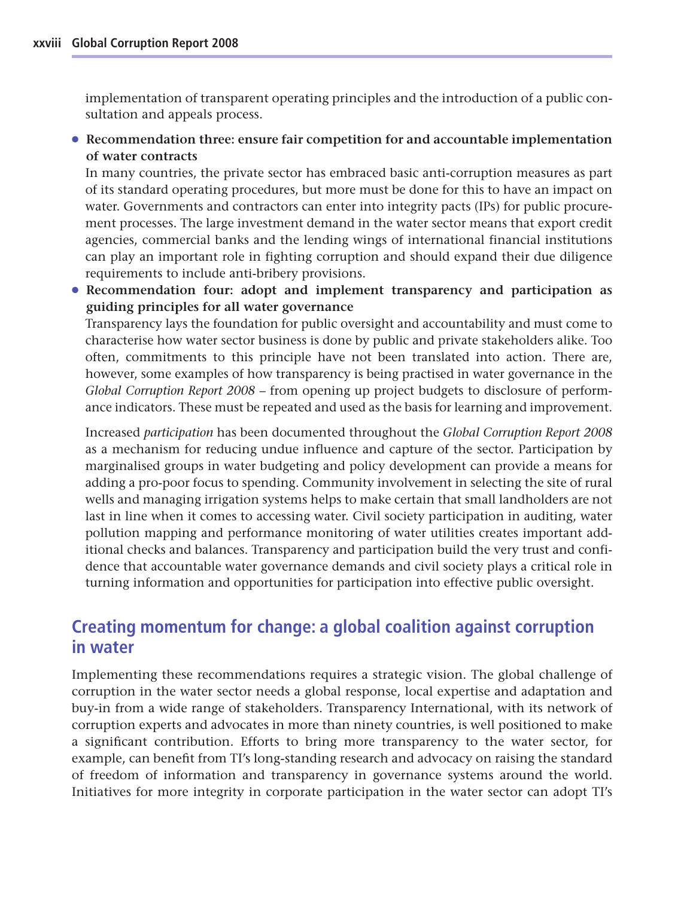implementation of transparent operating principles and the introduction of a public consultation and appeals process.

- **Recommendation three: ensure fair competition for and accountable implementation of water contracts**
  In many countries, the private sector has embraced basic anti-corruption measures as part of its standard operating procedures, but more must be done for this to have an impact on water. Governments and contractors can enter into integrity pacts (IPs) for public procurement processes. The large investment demand in the water sector means that export credit agencies, commercial banks and the lending wings of international financial institutions can play an important role in fighting corruption and should expand their due diligence requirements to include anti-bribery provisions.
- **Recommendation four: adopt and implement transparency and participation as guiding principles for all water governance**
  Transparency lays the foundation for public oversight and accountability and must come to characterise how water sector business is done by public and private stakeholders alike. Too often, commitments to this principle have not been translated into action. There are, however, some examples of how transparency is being practised in water governance in the *Global Corruption Report 2008* – from opening up project budgets to disclosure of performance indicators. These must be repeated and used as the basis for learning and improvement.

  Increased *participation* has been documented throughout the *Global Corruption Report 2008* as a mechanism for reducing undue influence and capture of the sector. Participation by marginalised groups in water budgeting and policy development can provide a means for adding a pro-poor focus to spending. Community involvement in selecting the site of rural wells and managing irrigation systems helps to make certain that small landholders are not last in line when it comes to accessing water. Civil society participation in auditing, water pollution mapping and performance monitoring of water utilities creates important additional checks and balances. Transparency and participation build the very trust and confidence that accountable water governance demands and civil society plays a critical role in turning information and opportunities for participation into effective public oversight.

## Creating momentum for change: a global coalition against corruption in water

Implementing these recommendations requires a strategic vision. The global challenge of corruption in the water sector needs a global response, local expertise and adaptation and buy-in from a wide range of stakeholders. Transparency International, with its network of corruption experts and advocates in more than ninety countries, is well positioned to make a significant contribution. Efforts to bring more transparency to the water sector, for example, can benefit from TI's long-standing research and advocacy on raising the standard of freedom of information and transparency in governance systems around the world. Initiatives for more integrity in corporate participation in the water sector can adopt TI's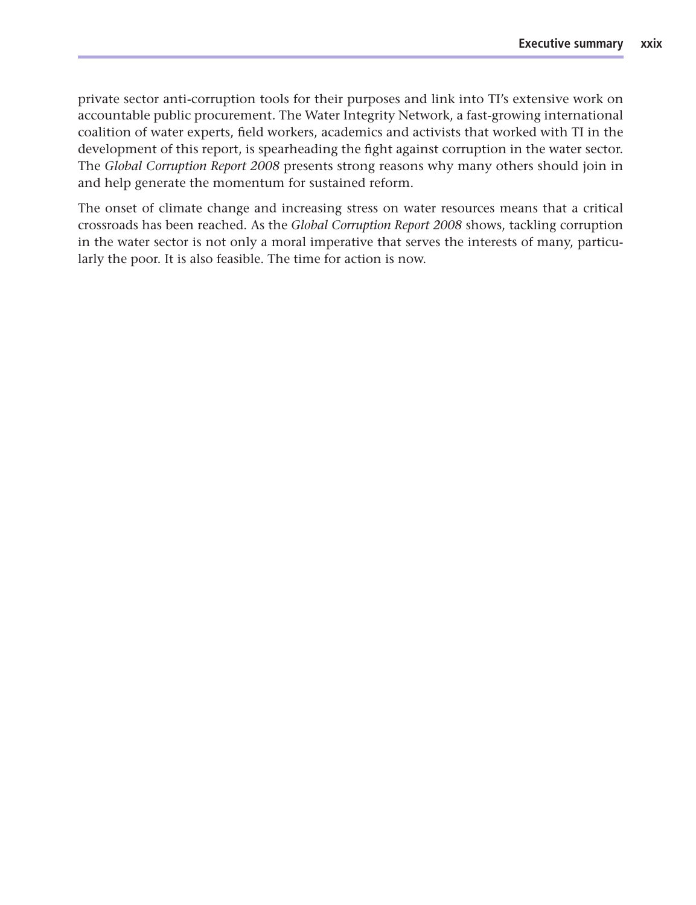private sector anti-corruption tools for their purposes and link into TI's extensive work on accountable public procurement. The Water Integrity Network, a fast-growing international coalition of water experts, field workers, academics and activists that worked with TI in the development of this report, is spearheading the fight against corruption in the water sector. The *Global Corruption Report 2008* presents strong reasons why many others should join in and help generate the momentum for sustained reform.

The onset of climate change and increasing stress on water resources means that a critical crossroads has been reached. As the *Global Corruption Report 2008* shows, tackling corruption in the water sector is not only a moral imperative that serves the interests of many, particularly the poor. It is also feasible. The time for action is now.